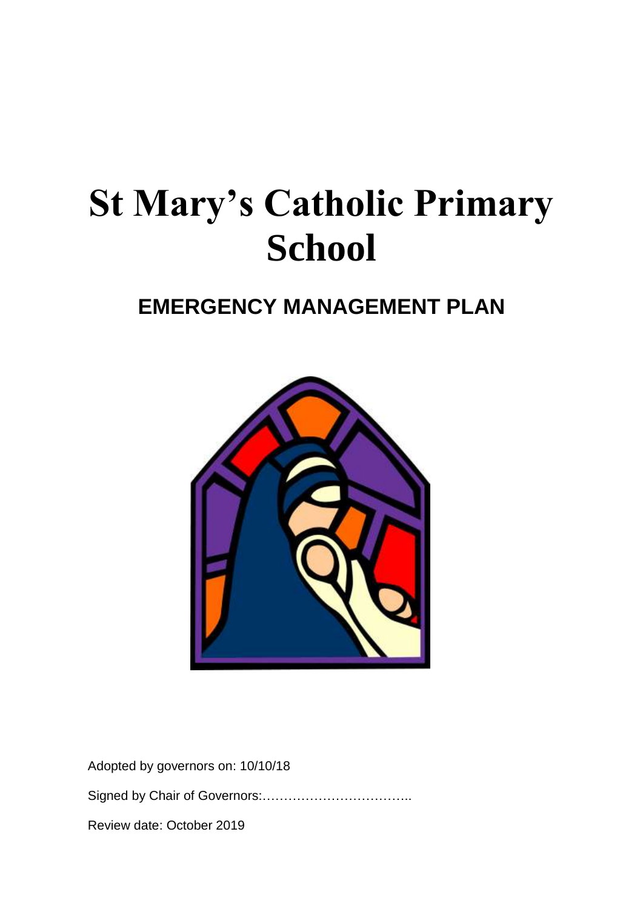# St Mary's Catholic Primary School

## EMERGENCY MANAGEMENT PLAN

Adopted by governors on: 10/10/18

Signed by Chair of Governors:……………………………..

Review date: October 2019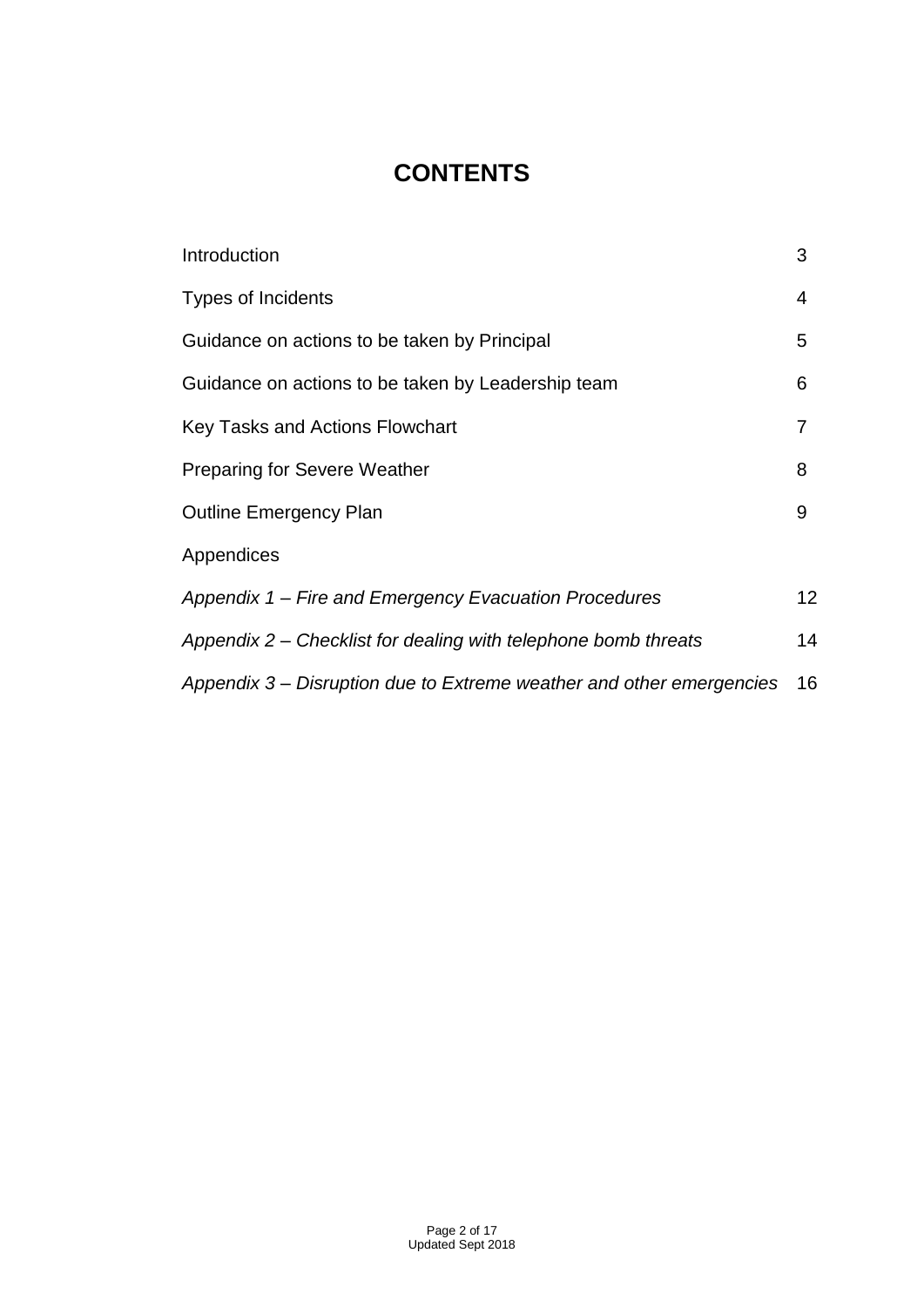# CONTENTS

| | |
|---|---|
| Introduction | 3 |
| Types of Incidents | 4 |
| Guidance on actions to be taken by Principal | 5 |
| Guidance on actions to be taken by Leadership team | 6 |
| Key Tasks and Actions Flowchart | 7 |
| Preparing for Severe Weather | 8 |
| Outline Emergency Plan | 9 |
| Appendices | |
| *Appendix 1 – Fire and Emergency Evacuation Procedures* | 12 |
| *Appendix 2 – Checklist for dealing with telephone bomb threats* | 14 |
| *Appendix 3 – Disruption due to Extreme weather and other emergencies* | 16 |

Updated Sept 2018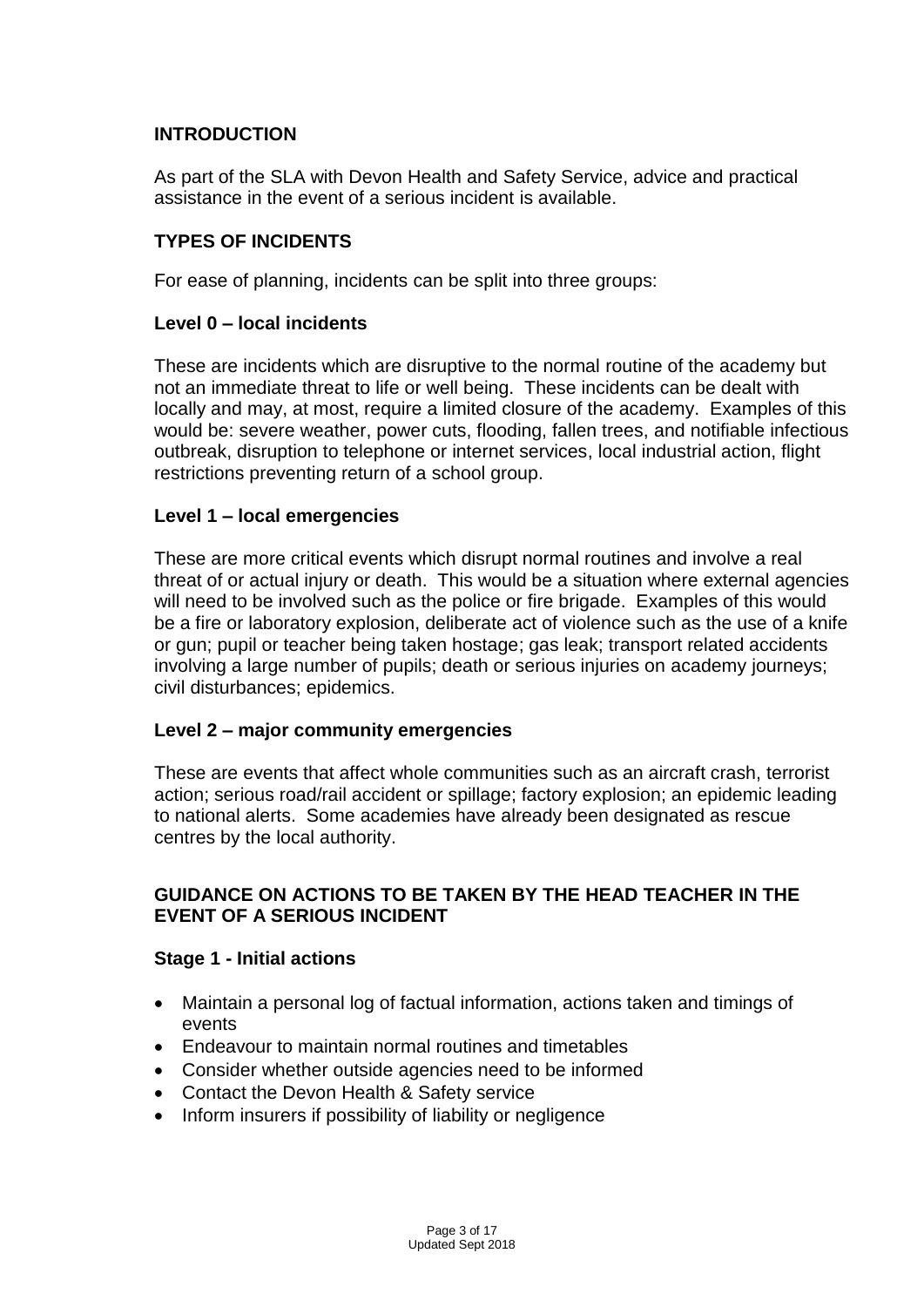## INTRODUCTION

As part of the SLA with Devon Health and Safety Service, advice and practical assistance in the event of a serious incident is available.

## TYPES OF INCIDENTS

For ease of planning, incidents can be split into three groups:

### Level 0 – local incidents

These are incidents which are disruptive to the normal routine of the academy but not an immediate threat to life or well being. These incidents can be dealt with locally and may, at most, require a limited closure of the academy. Examples of this would be: severe weather, power cuts, flooding, fallen trees, and notifiable infectious outbreak, disruption to telephone or internet services, local industrial action, flight restrictions preventing return of a school group.

### Level 1 – local emergencies

These are more critical events which disrupt normal routines and involve a real threat of or actual injury or death. This would be a situation where external agencies will need to be involved such as the police or fire brigade. Examples of this would be a fire or laboratory explosion, deliberate act of violence such as the use of a knife or gun; pupil or teacher being taken hostage; gas leak; transport related accidents involving a large number of pupils; death or serious injuries on academy journeys; civil disturbances; epidemics.

### Level 2 – major community emergencies

These are events that affect whole communities such as an aircraft crash, terrorist action; serious road/rail accident or spillage; factory explosion; an epidemic leading to national alerts. Some academies have already been designated as rescue centres by the local authority.

## GUIDANCE ON ACTIONS TO BE TAKEN BY THE HEAD TEACHER IN THE EVENT OF A SERIOUS INCIDENT

### Stage 1 - Initial actions

- Maintain a personal log of factual information, actions taken and timings of events
- Endeavour to maintain normal routines and timetables
- Consider whether outside agencies need to be informed
- Contact the Devon Health & Safety service
- Inform insurers if possibility of liability or negligence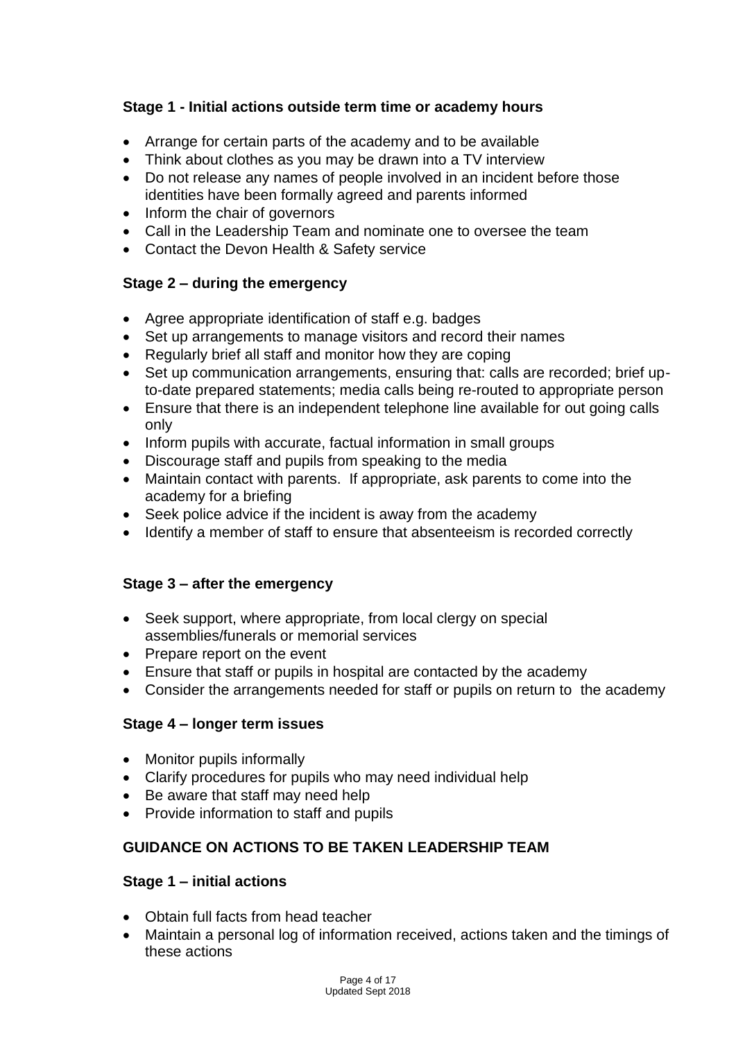**Stage 1 - Initial actions outside term time or academy hours**

- Arrange for certain parts of the academy and to be available
- Think about clothes as you may be drawn into a TV interview
- Do not release any names of people involved in an incident before those identities have been formally agreed and parents informed
- Inform the chair of governors
- Call in the Leadership Team and nominate one to oversee the team
- Contact the Devon Health & Safety service

**Stage 2 – during the emergency**

- Agree appropriate identification of staff e.g. badges
- Set up arrangements to manage visitors and record their names
- Regularly brief all staff and monitor how they are coping
- Set up communication arrangements, ensuring that: calls are recorded; brief up-to-date prepared statements; media calls being re-routed to appropriate person
- Ensure that there is an independent telephone line available for out going calls only
- Inform pupils with accurate, factual information in small groups
- Discourage staff and pupils from speaking to the media
- Maintain contact with parents. If appropriate, ask parents to come into the academy for a briefing
- Seek police advice if the incident is away from the academy
- Identify a member of staff to ensure that absenteeism is recorded correctly

**Stage 3 – after the emergency**

- Seek support, where appropriate, from local clergy on special assemblies/funerals or memorial services
- Prepare report on the event
- Ensure that staff or pupils in hospital are contacted by the academy
- Consider the arrangements needed for staff or pupils on return to the academy

**Stage 4 – longer term issues**

- Monitor pupils informally
- Clarify procedures for pupils who may need individual help
- Be aware that staff may need help
- Provide information to staff and pupils

**GUIDANCE ON ACTIONS TO BE TAKEN LEADERSHIP TEAM**

**Stage 1 – initial actions**

- Obtain full facts from head teacher
- Maintain a personal log of information received, actions taken and the timings of these actions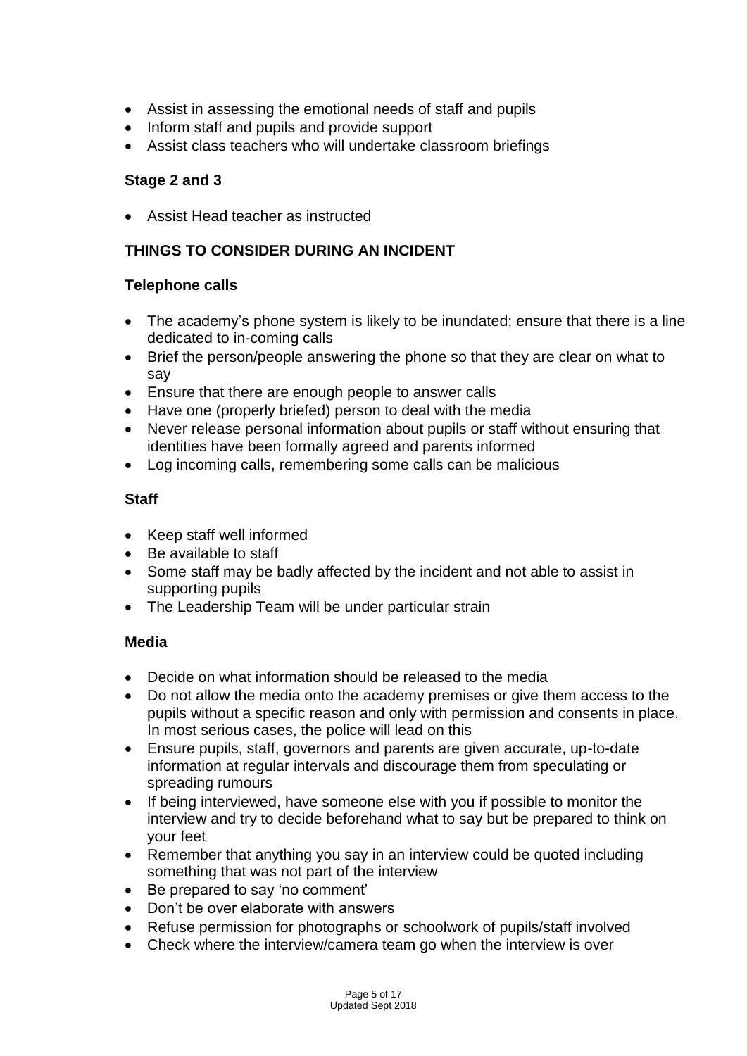- Assist in assessing the emotional needs of staff and pupils
- Inform staff and pupils and provide support
- Assist class teachers who will undertake classroom briefings

### Stage 2 and 3

- Assist Head teacher as instructed

## THINGS TO CONSIDER DURING AN INCIDENT

### Telephone calls

- The academy's phone system is likely to be inundated; ensure that there is a line dedicated to in-coming calls
- Brief the person/people answering the phone so that they are clear on what to say
- Ensure that there are enough people to answer calls
- Have one (properly briefed) person to deal with the media
- Never release personal information about pupils or staff without ensuring that identities have been formally agreed and parents informed
- Log incoming calls, remembering some calls can be malicious

### Staff

- Keep staff well informed
- Be available to staff
- Some staff may be badly affected by the incident and not able to assist in supporting pupils
- The Leadership Team will be under particular strain

### Media

- Decide on what information should be released to the media
- Do not allow the media onto the academy premises or give them access to the pupils without a specific reason and only with permission and consents in place. In most serious cases, the police will lead on this
- Ensure pupils, staff, governors and parents are given accurate, up-to-date information at regular intervals and discourage them from speculating or spreading rumours
- If being interviewed, have someone else with you if possible to monitor the interview and try to decide beforehand what to say but be prepared to think on your feet
- Remember that anything you say in an interview could be quoted including something that was not part of the interview
- Be prepared to say 'no comment'
- Don't be over elaborate with answers
- Refuse permission for photographs or schoolwork of pupils/staff involved
- Check where the interview/camera team go when the interview is over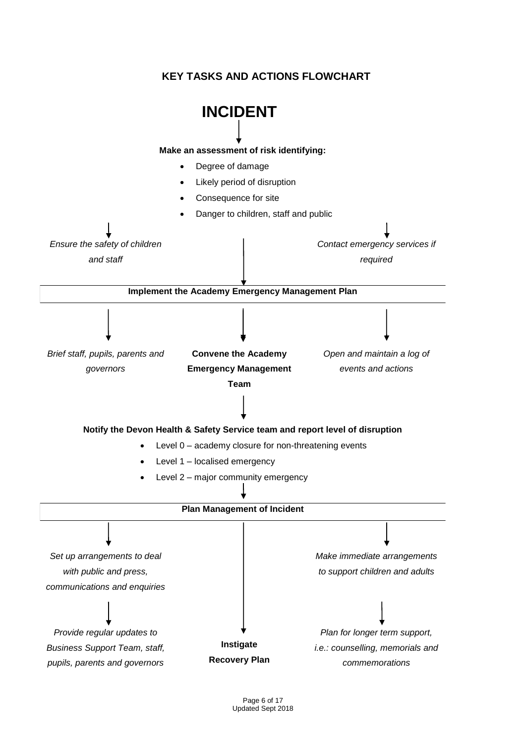## KEY TASKS AND ACTIONS FLOWCHART

# INCIDENT

↓

**Make an assessment of risk identifying:**

- Degree of damage
- Likely period of disruption
- Consequence for site
- Danger to children, staff and public

↓

*Ensure the safety of children and staff*

*Contact emergency services if required*

↓

**Implement the Academy Emergency Management Plan**

↓

*Brief staff, pupils, parents and governors*

**Convene the Academy Emergency Management Team**

*Open and maintain a log of events and actions*

↓

**Notify the Devon Health & Safety Service team and report level of disruption**

- Level 0 – academy closure for non-threatening events
- Level 1 – localised emergency
- Level 2 – major community emergency

↓

**Plan Management of Incident**

↓

*Set up arrangements to deal with public and press, communications and enquiries*

↓

*Provide regular updates to Business Support Team, staff, pupils, parents and governors*

**Instigate Recovery Plan**

*Make immediate arrangements to support children and adults*

↓

*Plan for longer term support, i.e.: counselling, memorials and commemorations*

Updated Sept 2018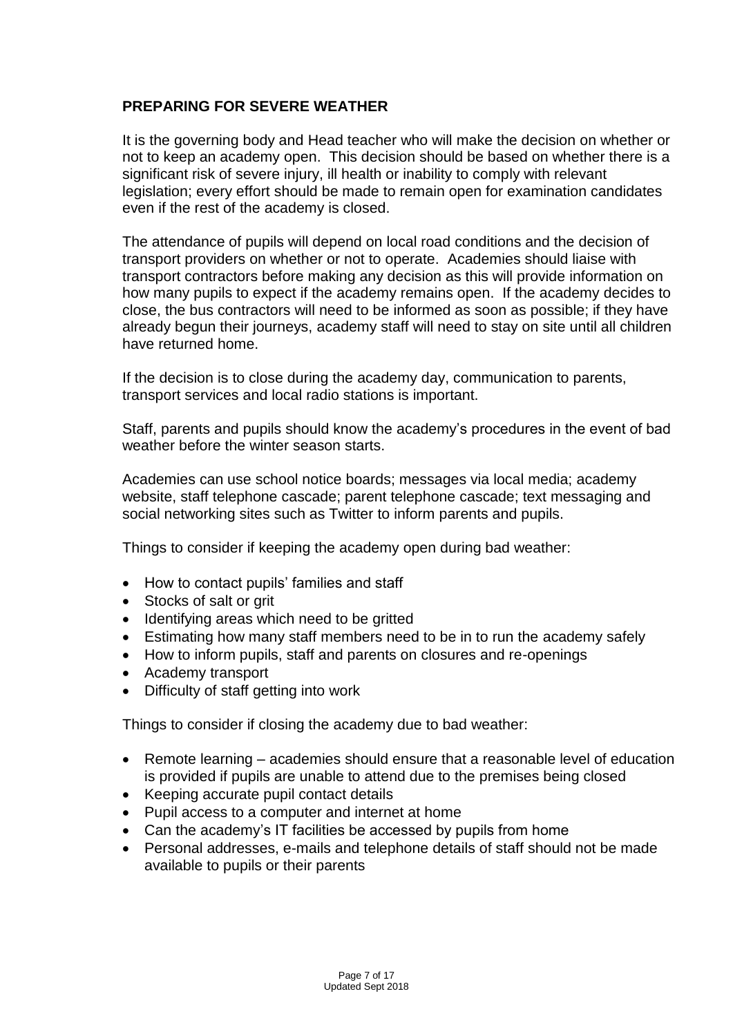## PREPARING FOR SEVERE WEATHER

It is the governing body and Head teacher who will make the decision on whether or not to keep an academy open. This decision should be based on whether there is a significant risk of severe injury, ill health or inability to comply with relevant legislation; every effort should be made to remain open for examination candidates even if the rest of the academy is closed.

The attendance of pupils will depend on local road conditions and the decision of transport providers on whether or not to operate. Academies should liaise with transport contractors before making any decision as this will provide information on how many pupils to expect if the academy remains open. If the academy decides to close, the bus contractors will need to be informed as soon as possible; if they have already begun their journeys, academy staff will need to stay on site until all children have returned home.

If the decision is to close during the academy day, communication to parents, transport services and local radio stations is important.

Staff, parents and pupils should know the academy's procedures in the event of bad weather before the winter season starts.

Academies can use school notice boards; messages via local media; academy website, staff telephone cascade; parent telephone cascade; text messaging and social networking sites such as Twitter to inform parents and pupils.

Things to consider if keeping the academy open during bad weather:

- How to contact pupils' families and staff
- Stocks of salt or grit
- Identifying areas which need to be gritted
- Estimating how many staff members need to be in to run the academy safely
- How to inform pupils, staff and parents on closures and re-openings
- Academy transport
- Difficulty of staff getting into work

Things to consider if closing the academy due to bad weather:

- Remote learning – academies should ensure that a reasonable level of education is provided if pupils are unable to attend due to the premises being closed
- Keeping accurate pupil contact details
- Pupil access to a computer and internet at home
- Can the academy's IT facilities be accessed by pupils from home
- Personal addresses, e-mails and telephone details of staff should not be made available to pupils or their parents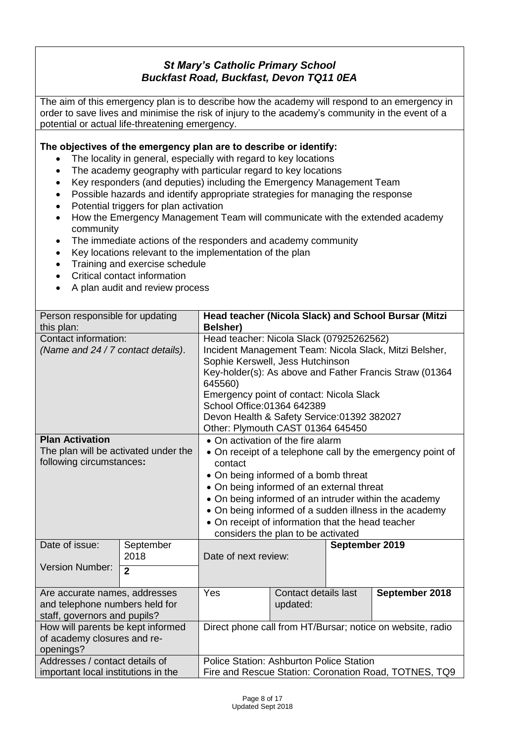### *St Mary's Catholic Primary School*
### *Buckfast Road, Buckfast, Devon TQ11 0EA*

The aim of this emergency plan is to describe how the academy will respond to an emergency in order to save lives and minimise the risk of injury to the academy's community in the event of a potential or actual life-threatening emergency.

**The objectives of the emergency plan are to describe or identify:**

- The locality in general, especially with regard to key locations
- The academy geography with particular regard to key locations
- Key responders (and deputies) including the Emergency Management Team
- Possible hazards and identify appropriate strategies for managing the response
- Potential triggers for plan activation
- How the Emergency Management Team will communicate with the extended academy community
- The immediate actions of the responders and academy community
- Key locations relevant to the implementation of the plan
- Training and exercise schedule
- Critical contact information
- A plan audit and review process

| Person responsible for updating this plan: | | **Head teacher (Nicola Slack) and School Bursar (Mitzi Belsher)** | | | |
|---|---|---|---|---|---|
| Contact information:<br>*(Name and 24 / 7 contact details).* | | Head teacher: Nicola Slack (07925262562)<br>Incident Management Team: Nicola Slack, Mitzi Belsher, Sophie Kerswell, Jess Hutchinson<br>Key-holder(s): As above and Father Francis Straw (01364 645560)<br>Emergency point of contact: Nicola Slack<br>School Office:01364 642389<br>Devon Health & Safety Service:01392 382027<br>Other: Plymouth CAST 01364 645450 | | | |
| **Plan Activation**<br>The plan will be activated under the following circumstances**:** | | • On activation of the fire alarm<br>• On receipt of a telephone call by the emergency point of contact<br>• On being informed of a bomb threat<br>• On being informed of an external threat<br>• On being informed of an intruder within the academy<br>• On being informed of a sudden illness in the academy<br>• On receipt of information that the head teacher considers the plan to be activated | | | |
| Date of issue: | September 2018 | Date of next review: | | **September 2019** | |
| Version Number: | **2** | | | | |
| Are accurate names, addresses and telephone numbers held for staff, governors and pupils? | | Yes | Contact details last updated: | | **September 2018** |
| How will parents be kept informed of academy closures and re-openings? | | Direct phone call from HT/Bursar; notice on website, radio | | | |
| Addresses / contact details of important local institutions in the | | Police Station: Ashburton Police Station<br>Fire and Rescue Station: Coronation Road, TOTNES, TQ9 | | | |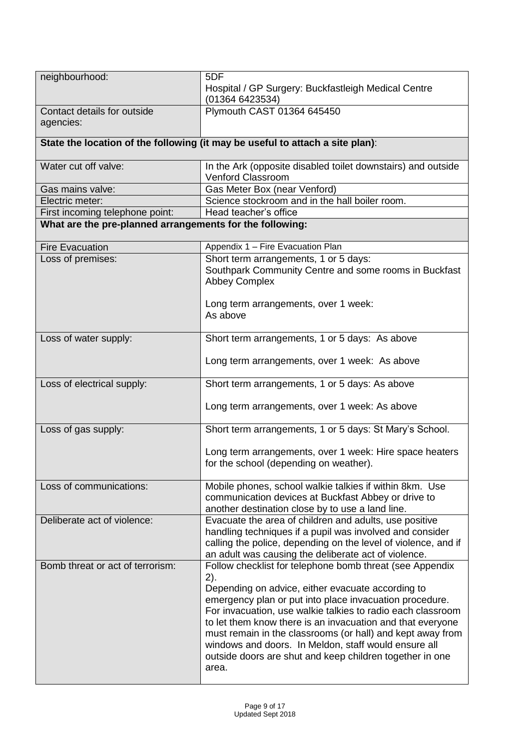| neighbourhood: | 5DF<br>Hospital / GP Surgery: Buckfastleigh Medical Centre (01364 6423534) |
|---|---|
| Contact details for outside agencies: | Plymouth CAST 01364 645450 |
| **State the location of the following (it may be useful to attach a site plan):** | |
| Water cut off valve: | In the Ark (opposite disabled toilet downstairs) and outside Venford Classroom |
| Gas mains valve: | Gas Meter Box (near Venford) |
| Electric meter: | Science stockroom and in the hall boiler room. |
| First incoming telephone point: | Head teacher's office |
| **What are the pre-planned arrangements for the following:** | |
| Fire Evacuation | Appendix 1 – Fire Evacuation Plan |
| Loss of premises: | Short term arrangements, 1 or 5 days:<br>Southpark Community Centre and some rooms in Buckfast Abbey Complex<br><br>Long term arrangements, over 1 week:<br>As above |
| Loss of water supply: | Short term arrangements, 1 or 5 days: As above<br><br>Long term arrangements, over 1 week: As above |
| Loss of electrical supply: | Short term arrangements, 1 or 5 days: As above<br><br>Long term arrangements, over 1 week: As above |
| Loss of gas supply: | Short term arrangements, 1 or 5 days: St Mary's School.<br><br>Long term arrangements, over 1 week: Hire space heaters for the school (depending on weather). |
| Loss of communications: | Mobile phones, school walkie talkies if within 8km. Use communication devices at Buckfast Abbey or drive to another destination close by to use a land line. |
| Deliberate act of violence: | Evacuate the area of children and adults, use positive handling techniques if a pupil was involved and consider calling the police, depending on the level of violence, and if an adult was causing the deliberate act of violence. |
| Bomb threat or act of terrorism: | Follow checklist for telephone bomb threat (see Appendix 2).<br>Depending on advice, either evacuate according to emergency plan or put into place invacuation procedure. For invacuation, use walkie talkies to radio each classroom to let them know there is an invacuation and that everyone must remain in the classrooms (or hall) and kept away from windows and doors. In Meldon, staff would ensure all outside doors are shut and keep children together in one area. |

Updated Sept 2018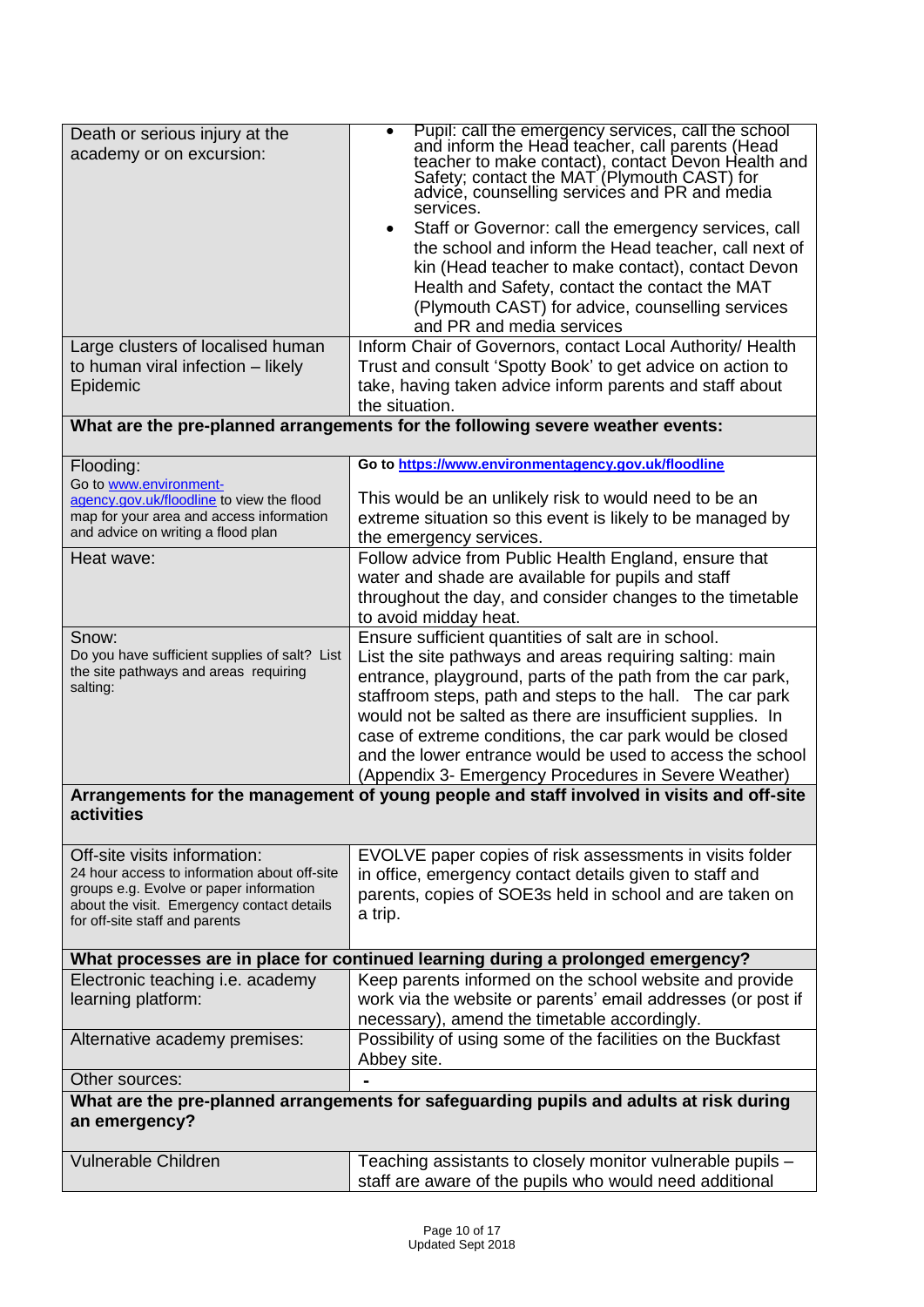| | |
|---|---|
| Death or serious injury at the academy or on excursion: | • Pupil: call the emergency services, call the school and inform the Head teacher, call parents (Head teacher to make contact), contact Devon Health and Safety; contact the MAT (Plymouth CAST) for advice, counselling services and PR and media services.<br>• Staff or Governor: call the emergency services, call the school and inform the Head teacher, call next of kin (Head teacher to make contact), contact Devon Health and Safety, contact the contact the MAT (Plymouth CAST) for advice, counselling services and PR and media services |
| Large clusters of localised human to human viral infection – likely Epidemic | Inform Chair of Governors, contact Local Authority/ Health Trust and consult 'Spotty Book' to get advice on action to take, having taken advice inform parents and staff about the situation. |
| **What are the pre-planned arrangements for the following severe weather events:** | |
| Flooding:<br>Go to www.environment-agency.gov.uk/floodline to view the flood map for your area and access information and advice on writing a flood plan | **Go to https://www.environmentagency.gov.uk/floodline**<br><br>This would be an unlikely risk to would need to be an extreme situation so this event is likely to be managed by the emergency services. |
| Heat wave: | Follow advice from Public Health England, ensure that water and shade are available for pupils and staff throughout the day, and consider changes to the timetable to avoid midday heat. |
| Snow:<br>Do you have sufficient supplies of salt? List the site pathways and areas requiring salting: | Ensure sufficient quantities of salt are in school.<br>List the site pathways and areas requiring salting: main entrance, playground, parts of the path from the car park, staffroom steps, path and steps to the hall. The car park would not be salted as there are insufficient supplies. In case of extreme conditions, the car park would be closed and the lower entrance would be used to access the school (Appendix 3- Emergency Procedures in Severe Weather) |
| **Arrangements for the management of young people and staff involved in visits and off-site activities** | |
| Off-site visits information:<br>24 hour access to information about off-site groups e.g. Evolve or paper information about the visit. Emergency contact details for off-site staff and parents | EVOLVE paper copies of risk assessments in visits folder in office, emergency contact details given to staff and parents, copies of SOE3s held in school and are taken on a trip. |
| **What processes are in place for continued learning during a prolonged emergency?** | |
| Electronic teaching i.e. academy learning platform: | Keep parents informed on the school website and provide work via the website or parents' email addresses (or post if necessary), amend the timetable accordingly. |
| Alternative academy premises: | Possibility of using some of the facilities on the Buckfast Abbey site. |
| Other sources: | - |
| **What are the pre-planned arrangements for safeguarding pupils and adults at risk during an emergency?** | |
| Vulnerable Children | Teaching assistants to closely monitor vulnerable pupils – staff are aware of the pupils who would need additional |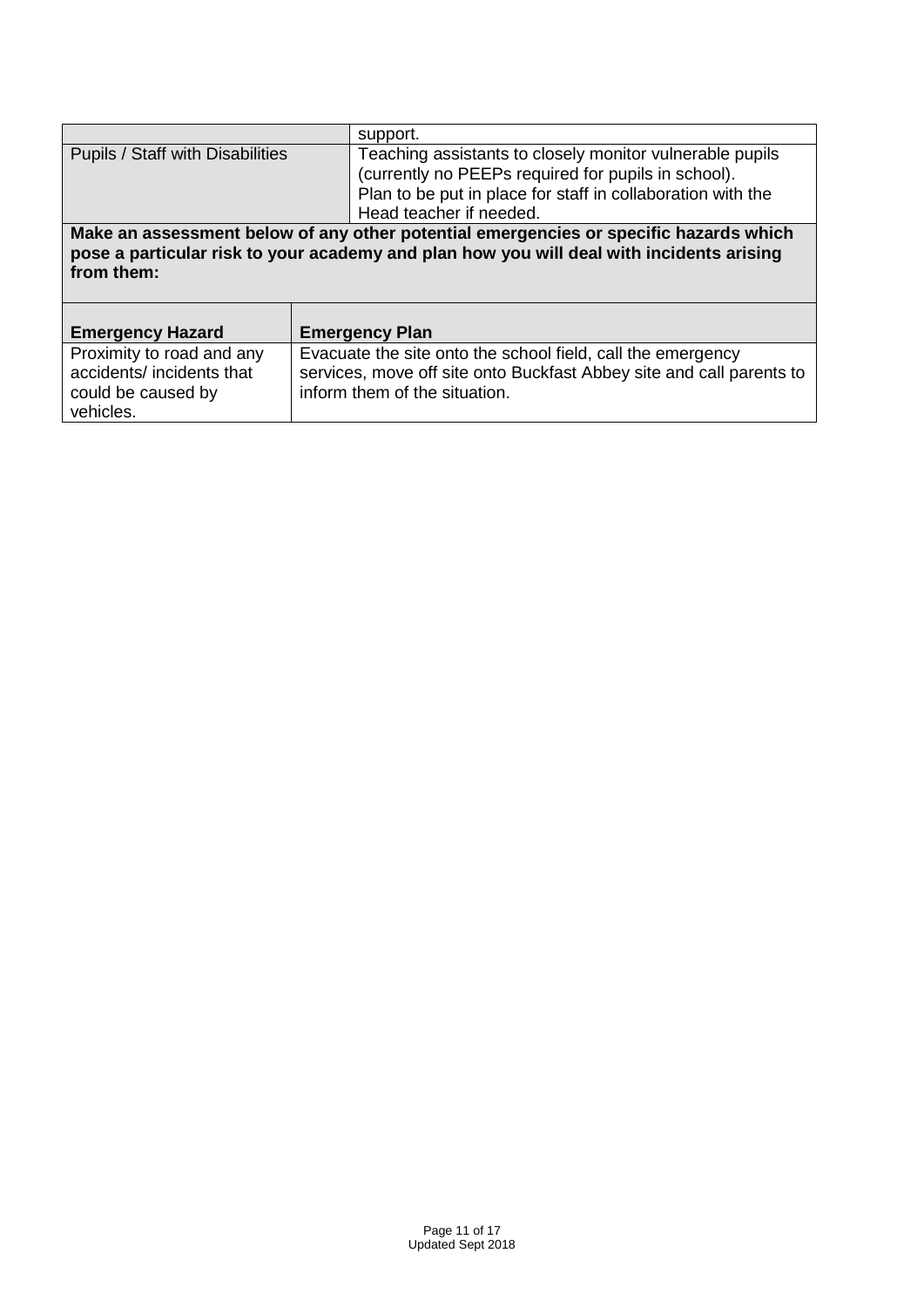| | |
|---|---|
| | support. |
| Pupils / Staff with Disabilities | Teaching assistants to closely monitor vulnerable pupils (currently no PEEPs required for pupils in school). Plan to be put in place for staff in collaboration with the Head teacher if needed. |

**Make an assessment below of any other potential emergencies or specific hazards which pose a particular risk to your academy and plan how you will deal with incidents arising from them:**

| Emergency Hazard | Emergency Plan |
|---|---|
| Proximity to road and any accidents/ incidents that could be caused by vehicles. | Evacuate the site onto the school field, call the emergency services, move off site onto Buckfast Abbey site and call parents to inform them of the situation. |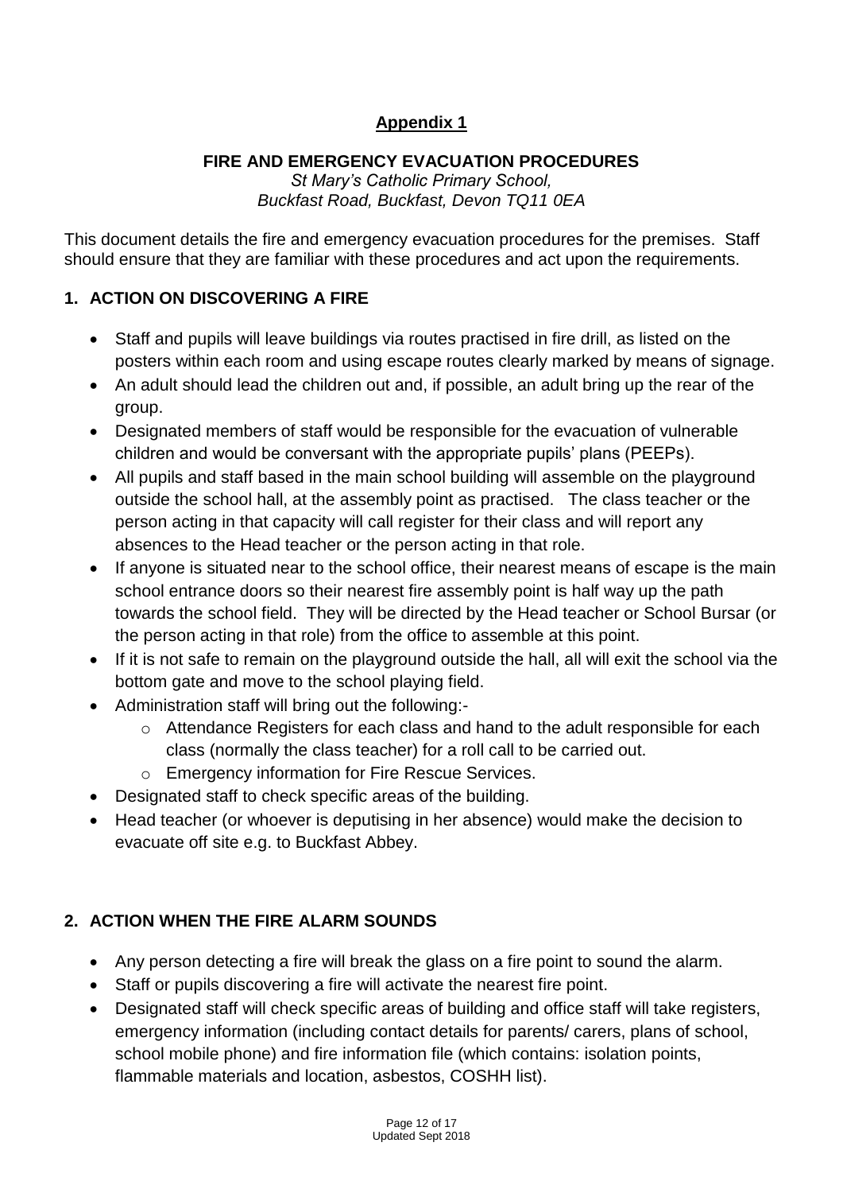## Appendix 1

### FIRE AND EMERGENCY EVACUATION PROCEDURES

*St Mary's Catholic Primary School,*
*Buckfast Road, Buckfast, Devon TQ11 0EA*

This document details the fire and emergency evacuation procedures for the premises. Staff should ensure that they are familiar with these procedures and act upon the requirements.

### 1. ACTION ON DISCOVERING A FIRE

- Staff and pupils will leave buildings via routes practised in fire drill, as listed on the posters within each room and using escape routes clearly marked by means of signage.
- An adult should lead the children out and, if possible, an adult bring up the rear of the group.
- Designated members of staff would be responsible for the evacuation of vulnerable children and would be conversant with the appropriate pupils' plans (PEEPs).
- All pupils and staff based in the main school building will assemble on the playground outside the school hall, at the assembly point as practised. The class teacher or the person acting in that capacity will call register for their class and will report any absences to the Head teacher or the person acting in that role.
- If anyone is situated near to the school office, their nearest means of escape is the main school entrance doors so their nearest fire assembly point is half way up the path towards the school field. They will be directed by the Head teacher or School Bursar (or the person acting in that role) from the office to assemble at this point.
- If it is not safe to remain on the playground outside the hall, all will exit the school via the bottom gate and move to the school playing field.
- Administration staff will bring out the following:-
  - Attendance Registers for each class and hand to the adult responsible for each class (normally the class teacher) for a roll call to be carried out.
  - Emergency information for Fire Rescue Services.
- Designated staff to check specific areas of the building.
- Head teacher (or whoever is deputising in her absence) would make the decision to evacuate off site e.g. to Buckfast Abbey.

### 2. ACTION WHEN THE FIRE ALARM SOUNDS

- Any person detecting a fire will break the glass on a fire point to sound the alarm.
- Staff or pupils discovering a fire will activate the nearest fire point.
- Designated staff will check specific areas of building and office staff will take registers, emergency information (including contact details for parents/ carers, plans of school, school mobile phone) and fire information file (which contains: isolation points, flammable materials and location, asbestos, COSHH list).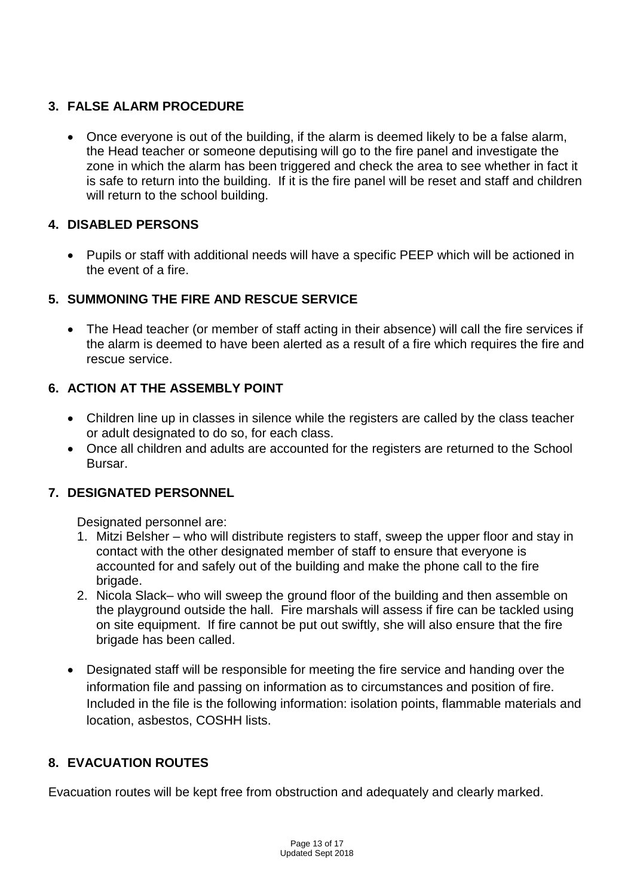## 3. FALSE ALARM PROCEDURE

- Once everyone is out of the building, if the alarm is deemed likely to be a false alarm, the Head teacher or someone deputising will go to the fire panel and investigate the zone in which the alarm has been triggered and check the area to see whether in fact it is safe to return into the building. If it is the fire panel will be reset and staff and children will return to the school building.

## 4. DISABLED PERSONS

- Pupils or staff with additional needs will have a specific PEEP which will be actioned in the event of a fire.

## 5. SUMMONING THE FIRE AND RESCUE SERVICE

- The Head teacher (or member of staff acting in their absence) will call the fire services if the alarm is deemed to have been alerted as a result of a fire which requires the fire and rescue service.

## 6. ACTION AT THE ASSEMBLY POINT

- Children line up in classes in silence while the registers are called by the class teacher or adult designated to do so, for each class.
- Once all children and adults are accounted for the registers are returned to the School Bursar.

## 7. DESIGNATED PERSONNEL

Designated personnel are:

1. Mitzi Belsher – who will distribute registers to staff, sweep the upper floor and stay in contact with the other designated member of staff to ensure that everyone is accounted for and safely out of the building and make the phone call to the fire brigade.
2. Nicola Slack– who will sweep the ground floor of the building and then assemble on the playground outside the hall. Fire marshals will assess if fire can be tackled using on site equipment. If fire cannot be put out swiftly, she will also ensure that the fire brigade has been called.

- Designated staff will be responsible for meeting the fire service and handing over the information file and passing on information as to circumstances and position of fire. Included in the file is the following information: isolation points, flammable materials and location, asbestos, COSHH lists.

## 8. EVACUATION ROUTES

Evacuation routes will be kept free from obstruction and adequately and clearly marked.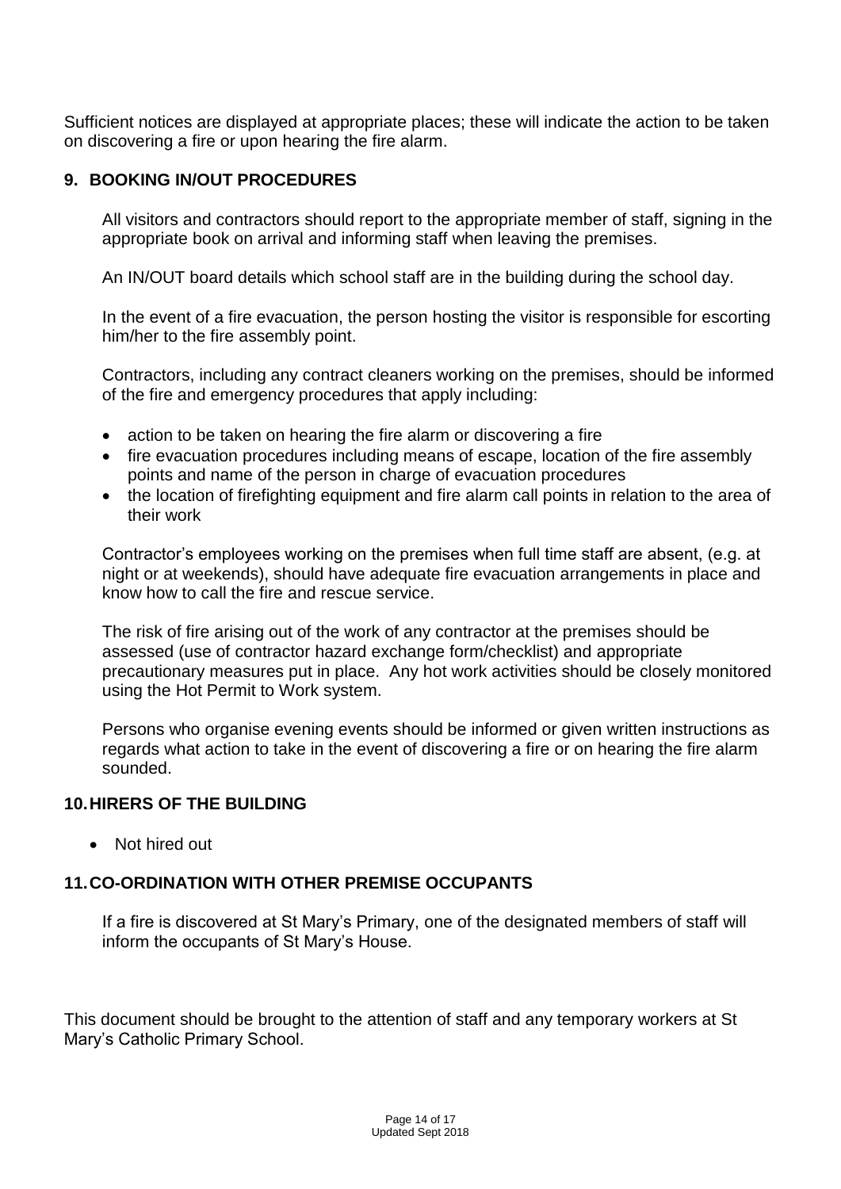Sufficient notices are displayed at appropriate places; these will indicate the action to be taken on discovering a fire or upon hearing the fire alarm.

## 9. BOOKING IN/OUT PROCEDURES

All visitors and contractors should report to the appropriate member of staff, signing in the appropriate book on arrival and informing staff when leaving the premises.

An IN/OUT board details which school staff are in the building during the school day.

In the event of a fire evacuation, the person hosting the visitor is responsible for escorting him/her to the fire assembly point.

Contractors, including any contract cleaners working on the premises, should be informed of the fire and emergency procedures that apply including:

- action to be taken on hearing the fire alarm or discovering a fire
- fire evacuation procedures including means of escape, location of the fire assembly points and name of the person in charge of evacuation procedures
- the location of firefighting equipment and fire alarm call points in relation to the area of their work

Contractor's employees working on the premises when full time staff are absent, (e.g. at night or at weekends), should have adequate fire evacuation arrangements in place and know how to call the fire and rescue service.

The risk of fire arising out of the work of any contractor at the premises should be assessed (use of contractor hazard exchange form/checklist) and appropriate precautionary measures put in place. Any hot work activities should be closely monitored using the Hot Permit to Work system.

Persons who organise evening events should be informed or given written instructions as regards what action to take in the event of discovering a fire or on hearing the fire alarm sounded.

## 10. HIRERS OF THE BUILDING

- Not hired out

## 11. CO-ORDINATION WITH OTHER PREMISE OCCUPANTS

If a fire is discovered at St Mary's Primary, one of the designated members of staff will inform the occupants of St Mary's House.

This document should be brought to the attention of staff and any temporary workers at St Mary's Catholic Primary School.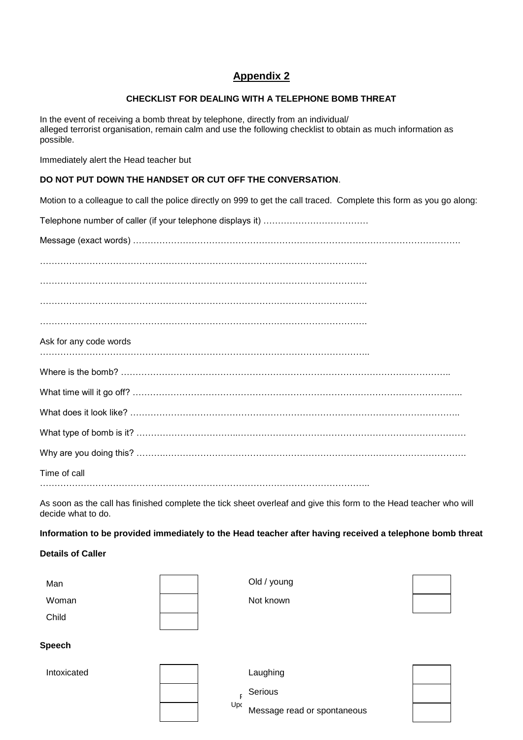## Appendix 2

### CHECKLIST FOR DEALING WITH A TELEPHONE BOMB THREAT

In the event of receiving a bomb threat by telephone, directly from an individual/ alleged terrorist organisation, remain calm and use the following checklist to obtain as much information as possible.

Immediately alert the Head teacher but

**DO NOT PUT DOWN THE HANDSET OR CUT OFF THE CONVERSATION**.

Motion to a colleague to call the police directly on 999 to get the call traced. Complete this form as you go along:

Telephone number of caller (if your telephone displays it) ………………………………

Message (exact words) ……………………………………………………………………………………………….

…………………………………………………………………………………………………

…………………………………………………………………………………………………

…………………………………………………………………………………………………

…………………………………………………………………………………………………

Ask for any code words …………………………………………………………………………………………………..

Where is the bomb? ……………………………………………………………………………………………….

What time will it go off? ………………………………………………………………………………………………..

What does it look like? ………………………………………………………………………………………………..

What type of bomb is it? ……………………………..……………………………………………………………………

Why are you doing this? ……….………………………………………………………………………………………

Time of call …………………………………………………………………………………………………..

As soon as the call has finished complete the tick sheet overleaf and give this form to the Head teacher who will decide what to do.

**Information to be provided immediately to the Head teacher after having received a telephone bomb threat**

**Details of Caller**

| | | | |
|---|---|---|---|
| Man | | Old / young | |
| Woman | | Not known | |
| Child | | | |

**Speech**

| | | | |
|---|---|---|---|
| Intoxicated | | Laughing | |
| | | Serious | |
| | | Message read or spontaneous | |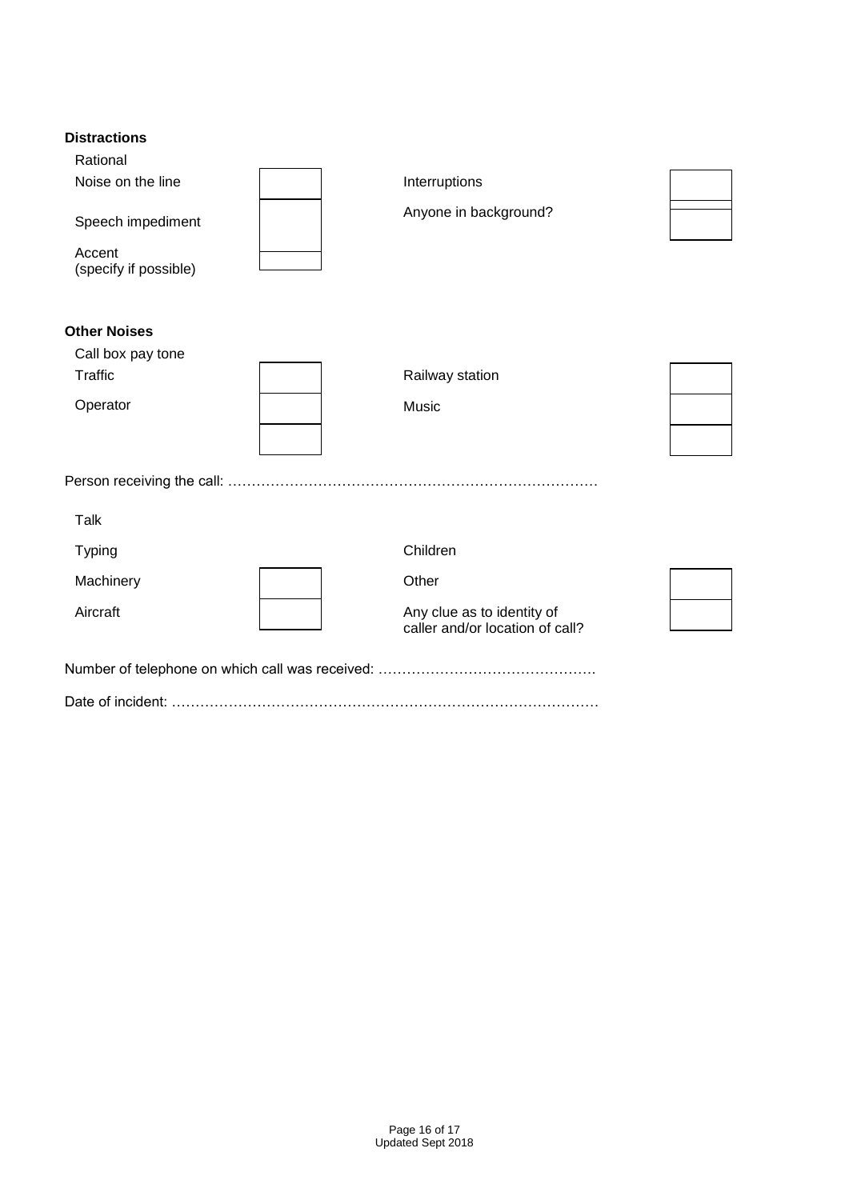**Distractions**

| | | | |
|---|---|---|---|
| Rational | | | |
| Noise on the line | | Interruptions | |
| Speech impediment | | Anyone in background? | |
| Accent (specify if possible) | | | |

**Other Noises**

| | | | |
|---|---|---|---|
| Call box pay tone | | | |
| Traffic | | Railway station | |
| Operator | | Music | |
| | | | |

Person receiving the call: …………………………………………………………………

| | | | |
|---|---|---|---|
| Talk | | | |
| Typing | | Children | |
| Machinery | | Other | |
| Aircraft | | Any clue as to identity of caller and/or location of call? | |

Number of telephone on which call was received: ……………………………………….

Date of incident: ……………………………………………………………………………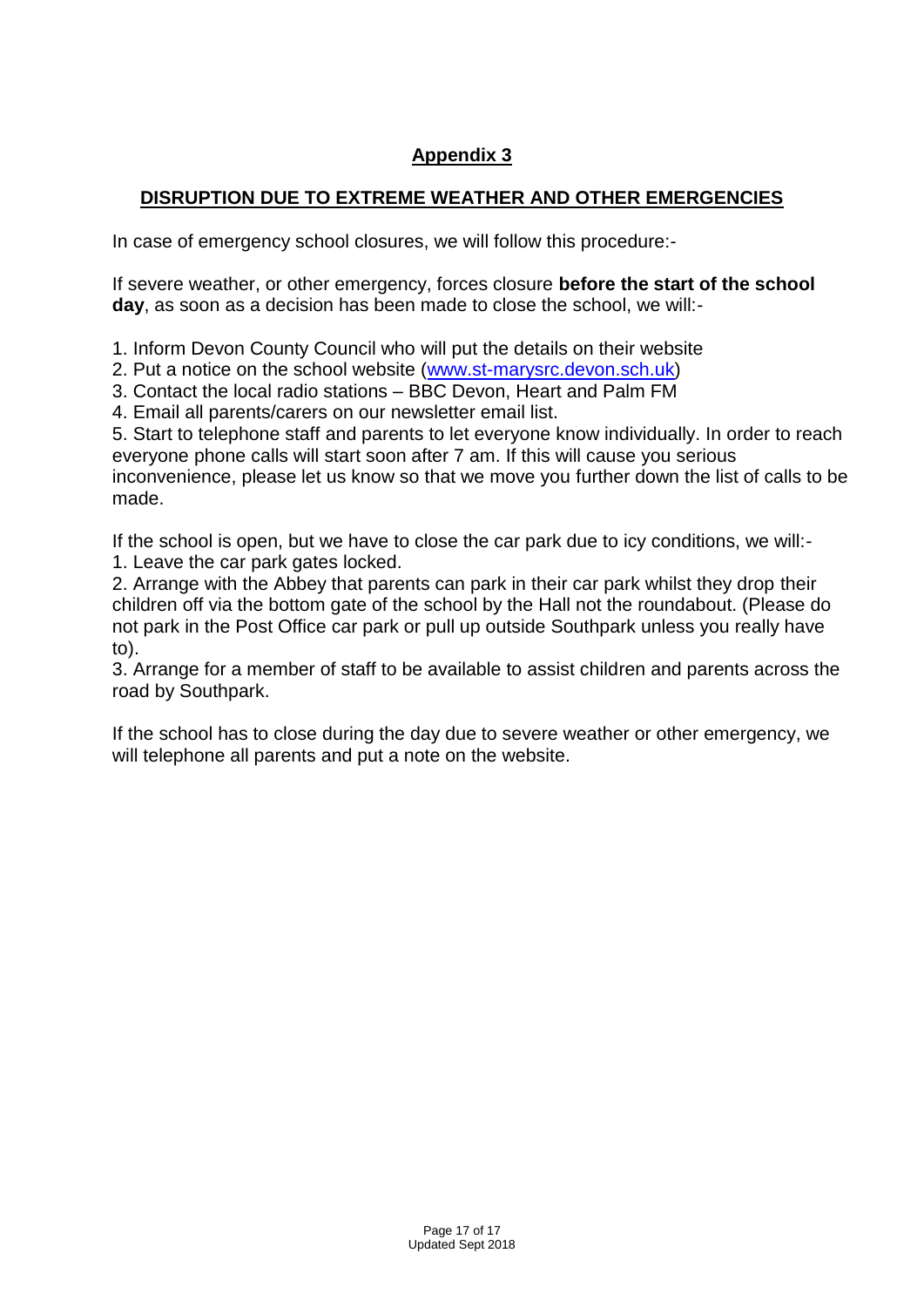## Appendix 3

## DISRUPTION DUE TO EXTREME WEATHER AND OTHER EMERGENCIES

In case of emergency school closures, we will follow this procedure:-

If severe weather, or other emergency, forces closure **before the start of the school day**, as soon as a decision has been made to close the school, we will:-

1. Inform Devon County Council who will put the details on their website
2. Put a notice on the school website (www.st-marysrc.devon.sch.uk)
3. Contact the local radio stations – BBC Devon, Heart and Palm FM
4. Email all parents/carers on our newsletter email list.
5. Start to telephone staff and parents to let everyone know individually. In order to reach everyone phone calls will start soon after 7 am. If this will cause you serious inconvenience, please let us know so that we move you further down the list of calls to be made.

If the school is open, but we have to close the car park due to icy conditions, we will:-

1. Leave the car park gates locked.
2. Arrange with the Abbey that parents can park in their car park whilst they drop their children off via the bottom gate of the school by the Hall not the roundabout. (Please do not park in the Post Office car park or pull up outside Southpark unless you really have to).
3. Arrange for a member of staff to be available to assist children and parents across the road by Southpark.

If the school has to close during the day due to severe weather or other emergency, we will telephone all parents and put a note on the website.

Updated Sept 2018